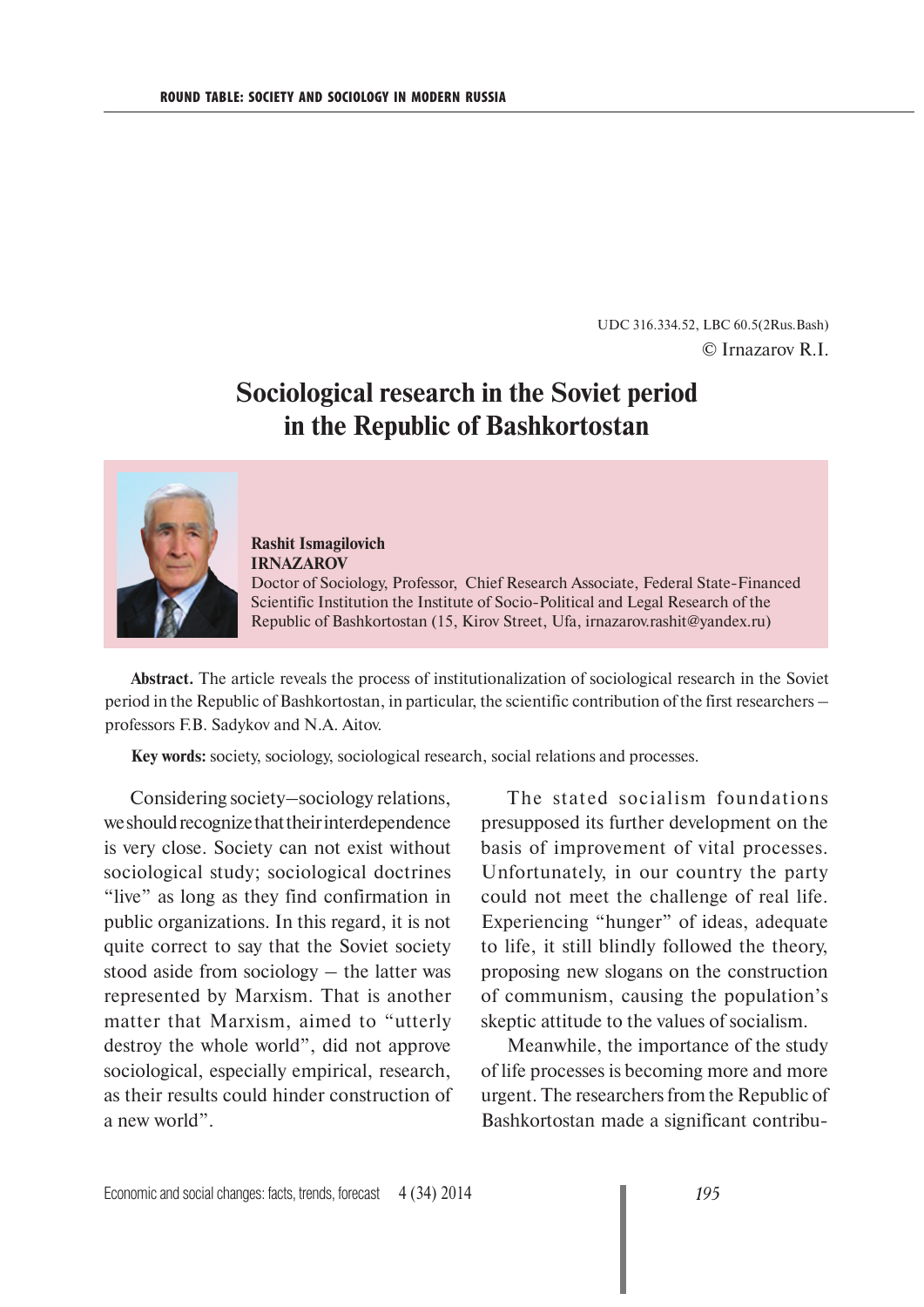UDC 316.334.52, LBC 60.5(2Rus.Bash)

© Irnazarov R.I.

# Sociological research in the Soviet period in the Republic of Bashkortostan

**Rashit Ismagilovich IRNAZAROV**

Doctor of Sociology, Professor, Chief Research Associate, Federal State-Financed Scientific Institution the Institute of Socio-Political and Legal Research of the Republic of Bashkortostan (15, Kirov Street, Ufa, irnazarov.rashit@yandex.ru)

**Abstract.** The article reveals the process of institutionalization of sociological research in the Soviet period in the Republic of Bashkortostan, in particular, the scientific contribution of the first researchers – professors F.B. Sadykov and N.A. Aitov.

**Key words:** society, sociology, sociological research, social relations and processes.

Considering society–sociology relations, we should recognize that their interdependence is very close. Society can not exist without sociological study; sociological doctrines "live" as long as they find confirmation in public organizations. In this regard, it is not quite correct to say that the Soviet society stood aside from sociology – the latter was represented by Marxism. That is another matter that Marxism, aimed to "utterly destroy the whole world", did not approve sociological, especially empirical, research, as their results could hinder construction of a new world".

The stated socialism foundations presupposed its further development on the basis of improvement of vital processes. Unfortunately, in our country the party could not meet the challenge of real life. Experiencing "hunger" of ideas, adequate to life, it still blindly followed the theory, proposing new slogans on the construction of communism, causing the population's skeptic attitude to the values of socialism.

Meanwhile, the importance of the study of life processes is becoming more and more urgent. The researchers from the Republic of Bashkortostan made a significant contribu-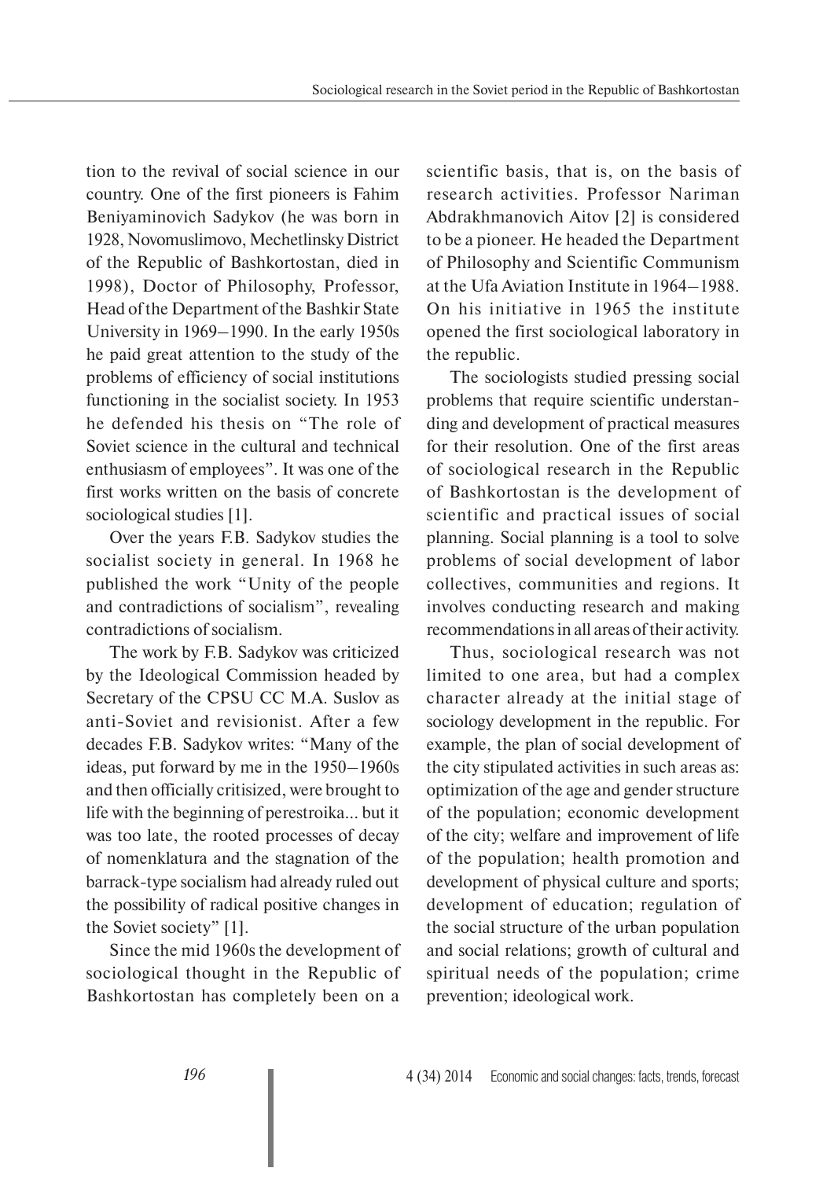tion to the revival of social science in our country. One of the first pioneers is Fahim Beniyaminovich Sadykov (he was born in 1928, Novomuslimovo, Mechetlinsky District of the Republic of Bashkortostan, died in 1998), Doctor of Philosophy, Professor, Head of the Department of the Bashkir State University in 1969–1990. In the early 1950s he paid great attention to the study of the problems of efficiency of social institutions functioning in the socialist society. In 1953 he defended his thesis on "The role of Soviet science in the cultural and technical enthusiasm of employees". It was one of the first works written on the basis of concrete sociological studies [1].

Over the years F.B. Sadykov studies the socialist society in general. In 1968 he published the work "Unity of the people and contradictions of socialism", revealing contradictions of socialism.

The work by F.B. Sadykov was criticized by the Ideological Commission headed by Secretary of the CPSU CC M.A. Suslov as anti-Soviet and revisionist. After a few decades F.B. Sadykov writes: "Many of the ideas, put forward by me in the 1950–1960s and then officially critisized, were brought to life with the beginning of perestroika... but it was too late, the rooted processes of decay of nomenklatura and the stagnation of the barrack-type socialism had already ruled out the possibility of radical positive changes in the Soviet society" [1].

Since the mid 1960s the development of sociological thought in the Republic of Bashkortostan has completely been on a scientific basis, that is, on the basis of research activities. Professor Nariman Abdrakhmanovich Aitov [2] is considered to be a pioneer. He headed the Department of Philosophy and Scientific Communism at the Ufa Aviation Institute in 1964–1988. On his initiative in 1965 the institute opened the first sociological laboratory in the republic.

The sociologists studied pressing social problems that require scientific understanding and development of practical measures for their resolution. One of the first areas of sociological research in the Republic of Bashkortostan is the development of scientific and practical issues of social planning. Social planning is a tool to solve problems of social development of labor collectives, communities and regions. It involves conducting research and making recommendations in all areas of their activity.

Thus, sociological research was not limited to one area, but had a complex character already at the initial stage of sociology development in the republic. For example, the plan of social development of the city stipulated activities in such areas as: optimization of the age and gender structure of the population; economic development of the city; welfare and improvement of life of the population; health promotion and development of physical culture and sports; development of education; regulation of the social structure of the urban population and social relations; growth of cultural and spiritual needs of the population; crime prevention; ideological work.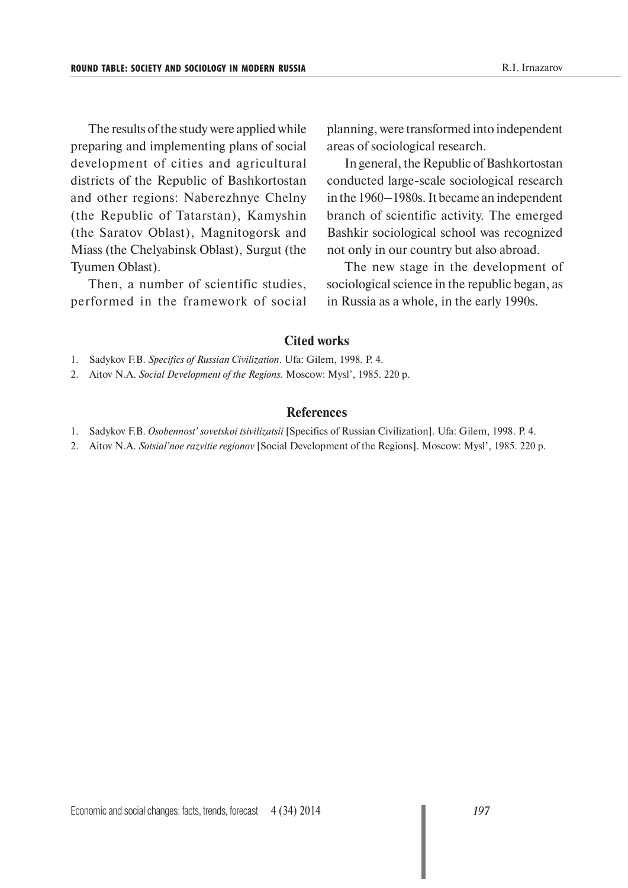The results of the study were applied while preparing and implementing plans of social development of cities and agricultural districts of the Republic of Bashkortostan and other regions: Naberezhnye Chelny (the Republic of Tatarstan), Kamyshin (the Saratov Oblast), Magnitogorsk and Miass (the Chelyabinsk Oblast), Surgut (the Tyumen Oblast).

Then, a number of scientific studies, performed in the framework of social planning, were transformed into independent areas of sociological research.

In general, the Republic of Bashkortostan conducted large-scale sociological research in the 1960–1980s. It became an independent branch of scientific activity. The emerged Bashkir sociological school was recognized not only in our country but also abroad.

The new stage in the development of sociological science in the republic began, as in Russia as a whole, in the early 1990s.

## Cited works

1. Sadykov F.B. *Specifics of Russian Civilization*. Ufa: Gilem, 1998. P. 4.
2. Aitov N.A. *Social Development of the Regions*. Moscow: Mysl', 1985. 220 p.

## References

1. Sadykov F.B. *Osobennost' sovetskoi tsivilizatsii* [Specifics of Russian Civilization]. Ufa: Gilem, 1998. P. 4.
2. Aitov N.A. *Sotsial'noe razvitie regionov* [Social Development of the Regions]. Moscow: Mysl', 1985. 220 p.